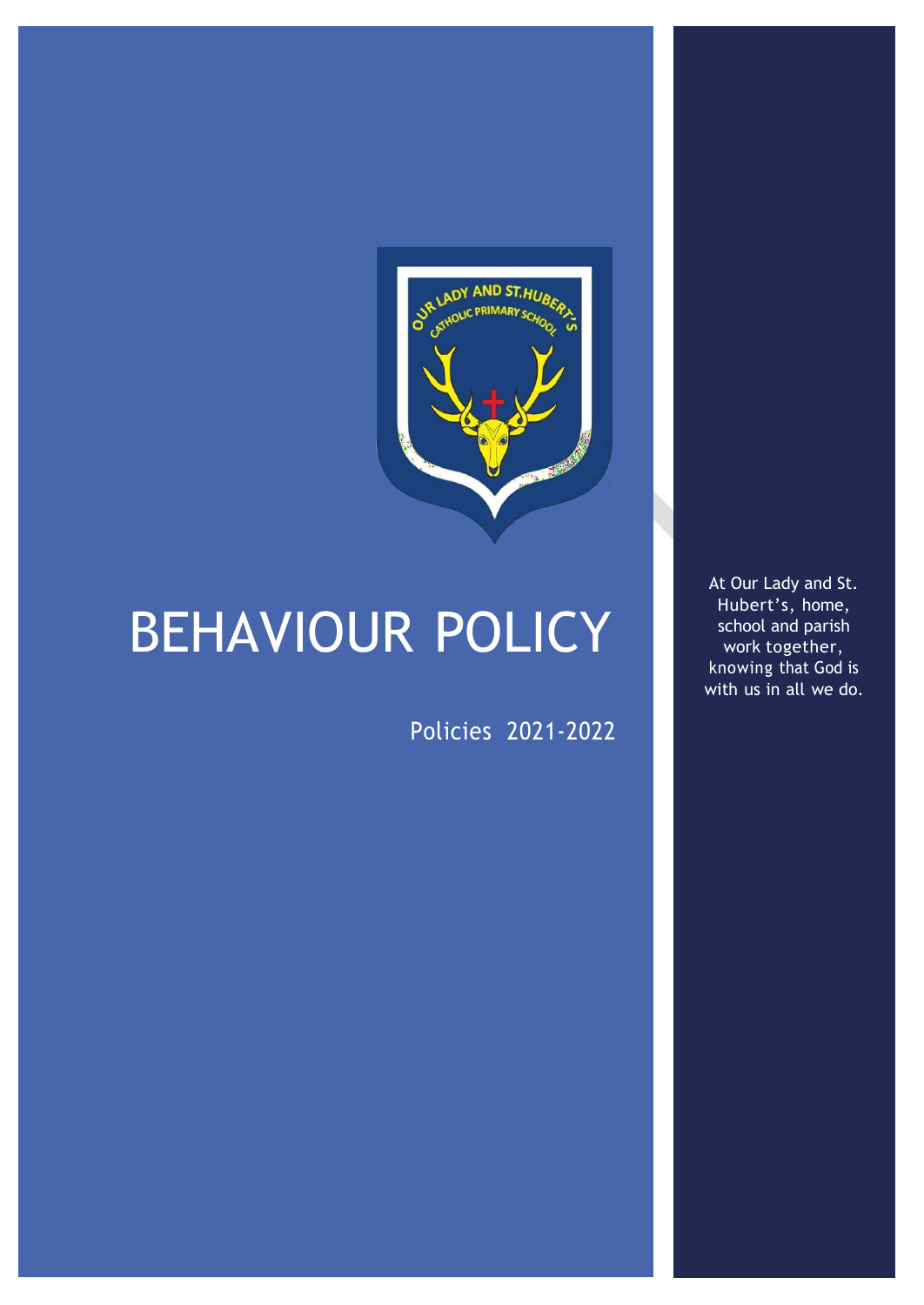# BEHAVIOUR POLICY

Policies 2021-2022

At Our Lady and St. Hubert's, home, school and parish work together, knowing that God is with us in all we do.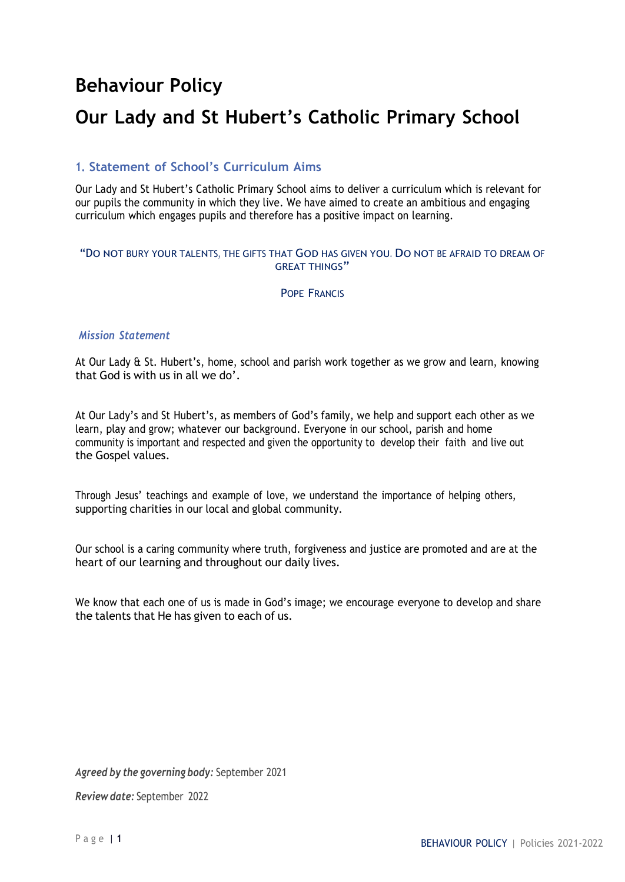# Behaviour Policy

# Our Lady and St Hubert's Catholic Primary School

## 1. Statement of School's Curriculum Aims

Our Lady and St Hubert's Catholic Primary School aims to deliver a curriculum which is relevant for our pupils the community in which they live. We have aimed to create an ambitious and engaging curriculum which engages pupils and therefore has a positive impact on learning.

"DO NOT BURY YOUR TALENTS, THE GIFTS THAT GOD HAS GIVEN YOU. DO NOT BE AFRAID TO DREAM OF GREAT THINGS"

POPE FRANCIS

### *Mission Statement*

At Our Lady & St. Hubert's, home, school and parish work together as we grow and learn, knowing that God is with us in all we do'.

At Our Lady's and St Hubert's, as members of God's family, we help and support each other as we learn, play and grow; whatever our background. Everyone in our school, parish and home community is important and respected and given the opportunity to develop their faith and live out the Gospel values.

Through Jesus' teachings and example of love, we understand the importance of helping others, supporting charities in our local and global community.

Our school is a caring community where truth, forgiveness and justice are promoted and are at the heart of our learning and throughout our daily lives.

We know that each one of us is made in God's image; we encourage everyone to develop and share the talents that He has given to each of us.

***Agreed by the governing body:*** September 2021

***Review date:*** September 2022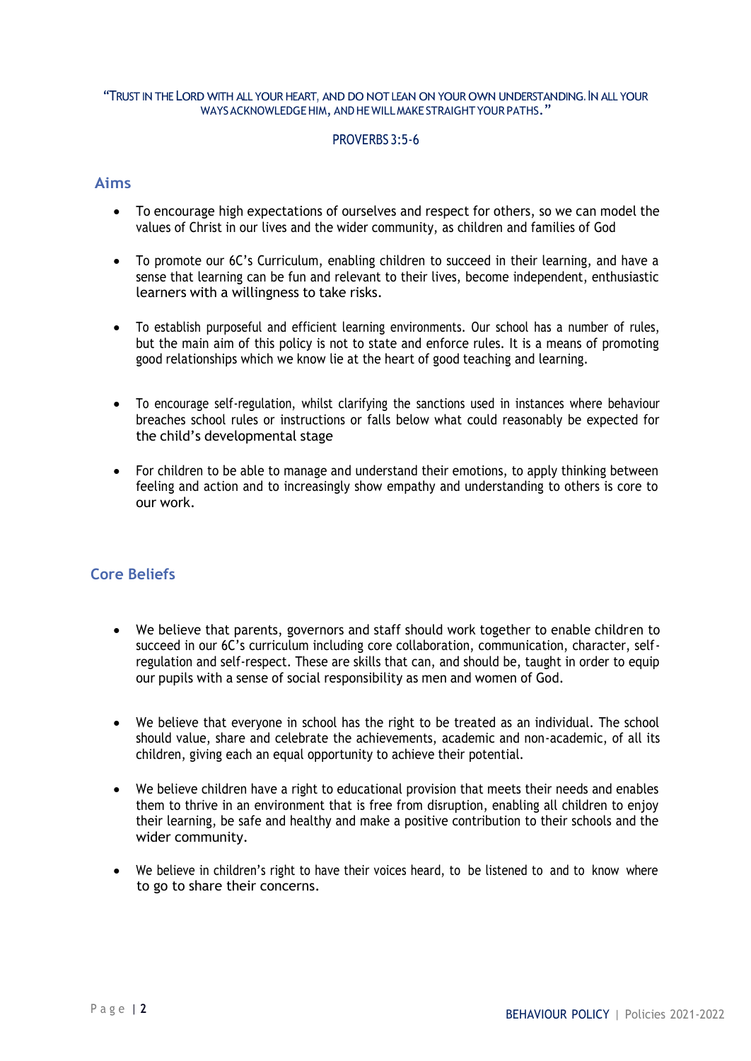"TRUST IN THE LORD WITH ALL YOUR HEART, AND DO NOT LEAN ON YOUR OWN UNDERSTANDING. IN ALL YOUR WAYS ACKNOWLEDGE HIM, AND HE WILL MAKE STRAIGHT YOUR PATHS."

PROVERBS 3:5-6

## Aims

- To encourage high expectations of ourselves and respect for others, so we can model the values of Christ in our lives and the wider community, as children and families of God
- To promote our 6C's Curriculum, enabling children to succeed in their learning, and have a sense that learning can be fun and relevant to their lives, become independent, enthusiastic learners with a willingness to take risks.
- To establish purposeful and efficient learning environments. Our school has a number of rules, but the main aim of this policy is not to state and enforce rules. It is a means of promoting good relationships which we know lie at the heart of good teaching and learning.
- To encourage self-regulation, whilst clarifying the sanctions used in instances where behaviour breaches school rules or instructions or falls below what could reasonably be expected for the child's developmental stage
- For children to be able to manage and understand their emotions, to apply thinking between feeling and action and to increasingly show empathy and understanding to others is core to our work.

## Core Beliefs

- We believe that parents, governors and staff should work together to enable children to succeed in our 6C's curriculum including core collaboration, communication, character, self-regulation and self-respect. These are skills that can, and should be, taught in order to equip our pupils with a sense of social responsibility as men and women of God.
- We believe that everyone in school has the right to be treated as an individual. The school should value, share and celebrate the achievements, academic and non-academic, of all its children, giving each an equal opportunity to achieve their potential.
- We believe children have a right to educational provision that meets their needs and enables them to thrive in an environment that is free from disruption, enabling all children to enjoy their learning, be safe and healthy and make a positive contribution to their schools and the wider community.
- We believe in children's right to have their voices heard, to be listened to and to know where to go to share their concerns.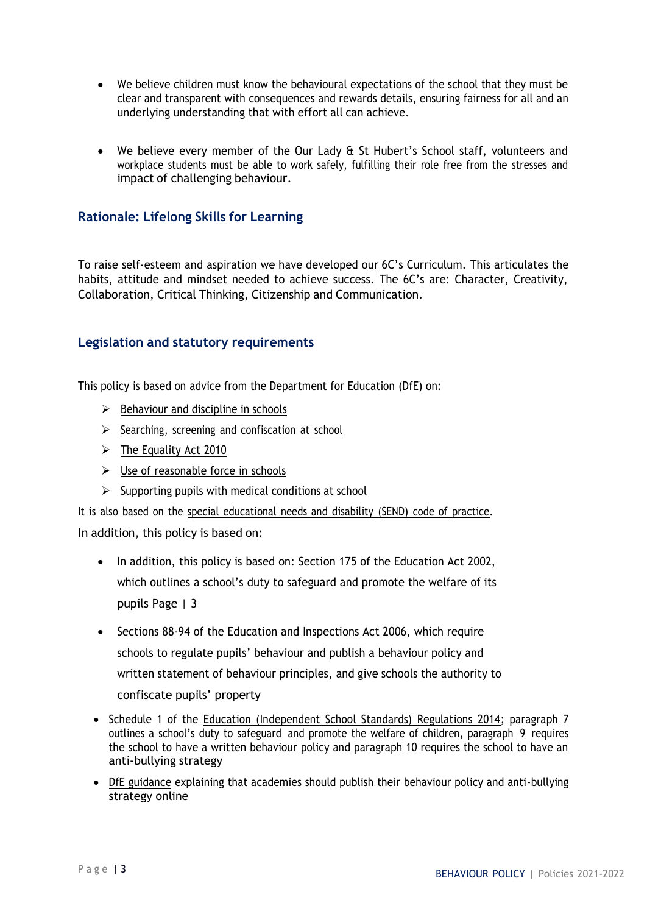- We believe children must know the behavioural expectations of the school that they must be clear and transparent with consequences and rewards details, ensuring fairness for all and an underlying understanding that with effort all can achieve.

- We believe every member of the Our Lady & St Hubert's School staff, volunteers and workplace students must be able to work safely, fulfilling their role free from the stresses and impact of challenging behaviour.

## Rationale: Lifelong Skills for Learning

To raise self-esteem and aspiration we have developed our 6C's Curriculum. This articulates the habits, attitude and mindset needed to achieve success. The 6C's are: Character, Creativity, Collaboration, Critical Thinking, Citizenship and Communication.

## Legislation and statutory requirements

This policy is based on advice from the Department for Education (DfE) on:

- Behaviour and discipline in schools
- Searching, screening and confiscation at school
- The Equality Act 2010
- Use of reasonable force in schools
- Supporting pupils with medical conditions at school

It is also based on the special educational needs and disability (SEND) code of practice.

In addition, this policy is based on:

- In addition, this policy is based on: Section 175 of the Education Act 2002, which outlines a school's duty to safeguard and promote the welfare of its pupils Page | 3

- Sections 88-94 of the Education and Inspections Act 2006, which require schools to regulate pupils' behaviour and publish a behaviour policy and written statement of behaviour principles, and give schools the authority to confiscate pupils' property

- Schedule 1 of the Education (Independent School Standards) Regulations 2014; paragraph 7 outlines a school's duty to safeguard and promote the welfare of children, paragraph 9 requires the school to have a written behaviour policy and paragraph 10 requires the school to have an anti-bullying strategy

- DfE guidance explaining that academies should publish their behaviour policy and anti-bullying strategy online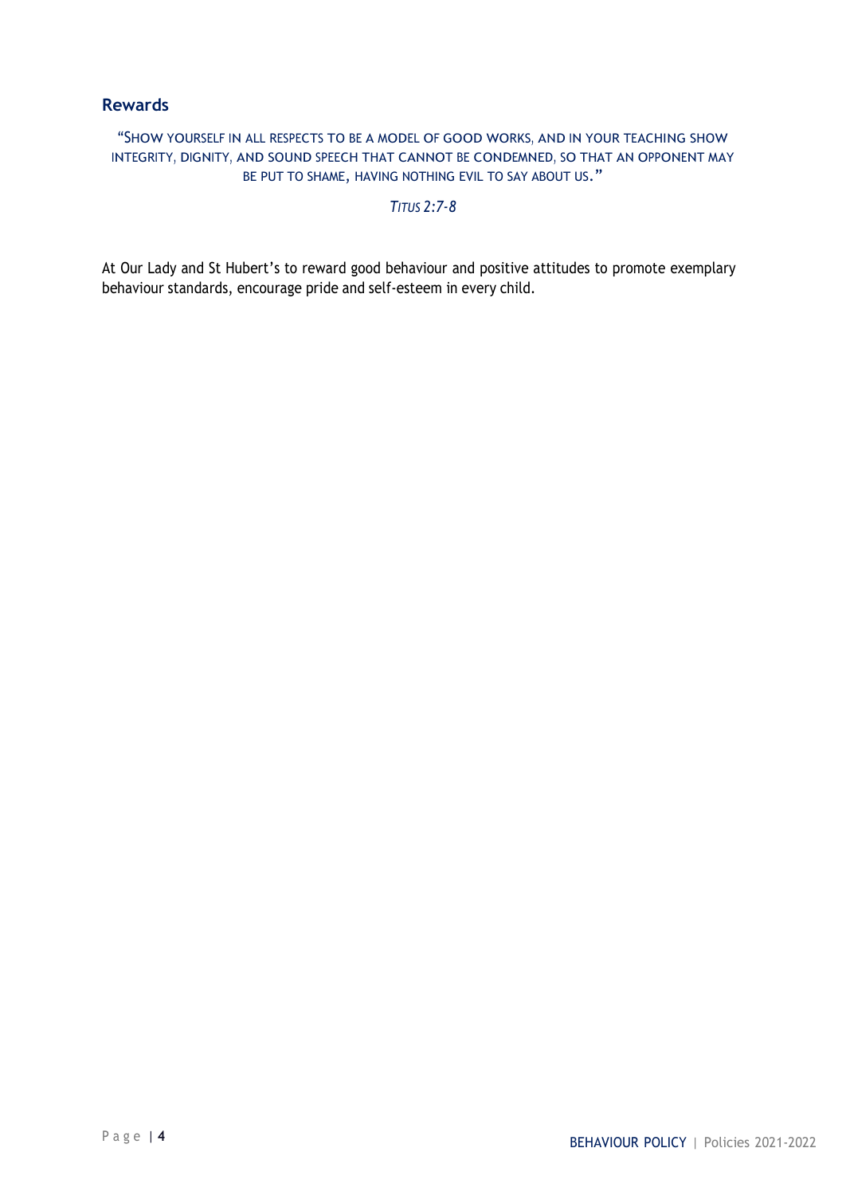## Rewards

"SHOW YOURSELF IN ALL RESPECTS TO BE A MODEL OF GOOD WORKS, AND IN YOUR TEACHING SHOW INTEGRITY, DIGNITY, AND SOUND SPEECH THAT CANNOT BE CONDEMNED, SO THAT AN OPPONENT MAY BE PUT TO SHAME, HAVING NOTHING EVIL TO SAY ABOUT US."

*TITUS 2:7-8*

At Our Lady and St Hubert's to reward good behaviour and positive attitudes to promote exemplary behaviour standards, encourage pride and self-esteem in every child.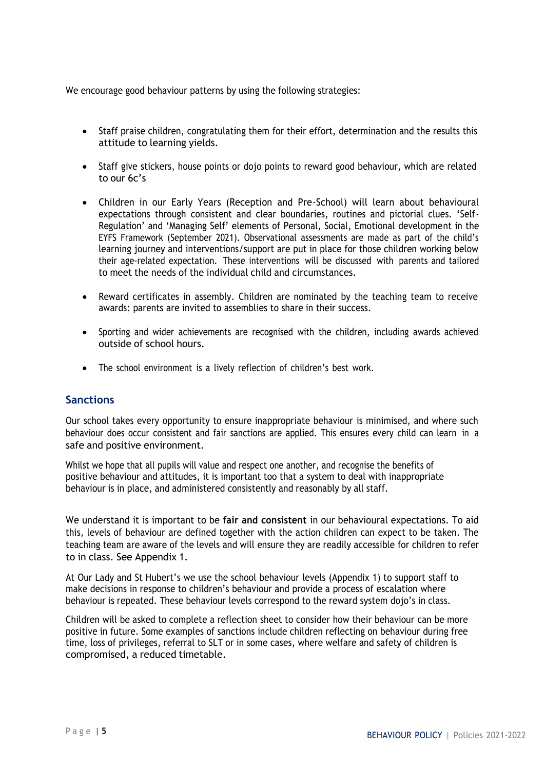We encourage good behaviour patterns by using the following strategies:

- Staff praise children, congratulating them for their effort, determination and the results this attitude to learning yields.
- Staff give stickers, house points or dojo points to reward good behaviour, which are related to our 6c's
- Children in our Early Years (Reception and Pre-School) will learn about behavioural expectations through consistent and clear boundaries, routines and pictorial clues. 'Self-Regulation' and 'Managing Self' elements of Personal, Social, Emotional development in the EYFS Framework (September 2021). Observational assessments are made as part of the child's learning journey and interventions/support are put in place for those children working below their age-related expectation. These interventions will be discussed with parents and tailored to meet the needs of the individual child and circumstances.
- Reward certificates in assembly. Children are nominated by the teaching team to receive awards: parents are invited to assemblies to share in their success.
- Sporting and wider achievements are recognised with the children, including awards achieved outside of school hours.
- The school environment is a lively reflection of children's best work.

## Sanctions

Our school takes every opportunity to ensure inappropriate behaviour is minimised, and where such behaviour does occur consistent and fair sanctions are applied. This ensures every child can learn in a safe and positive environment.

Whilst we hope that all pupils will value and respect one another, and recognise the benefits of positive behaviour and attitudes, it is important too that a system to deal with inappropriate behaviour is in place, and administered consistently and reasonably by all staff.

We understand it is important to be **fair and consistent** in our behavioural expectations. To aid this, levels of behaviour are defined together with the action children can expect to be taken. The teaching team are aware of the levels and will ensure they are readily accessible for children to refer to in class. See Appendix 1.

At Our Lady and St Hubert's we use the school behaviour levels (Appendix 1) to support staff to make decisions in response to children's behaviour and provide a process of escalation where behaviour is repeated. These behaviour levels correspond to the reward system dojo's in class.

Children will be asked to complete a reflection sheet to consider how their behaviour can be more positive in future. Some examples of sanctions include children reflecting on behaviour during free time, loss of privileges, referral to SLT or in some cases, where welfare and safety of children is compromised, a reduced timetable.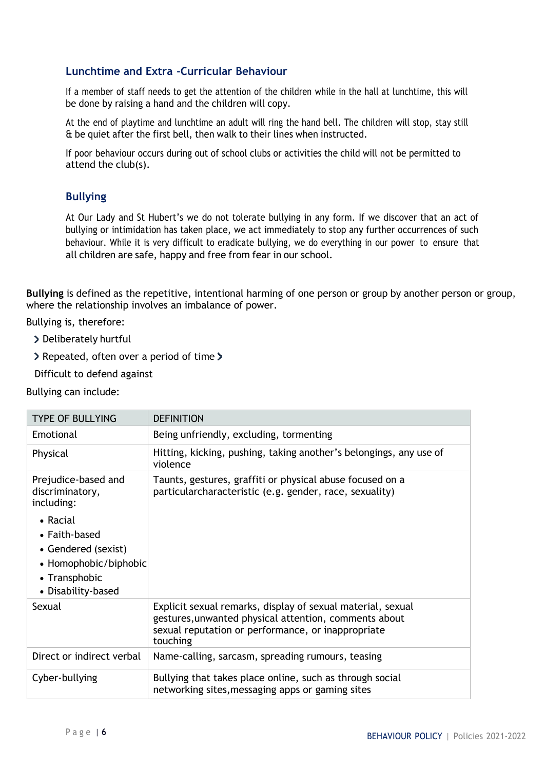## Lunchtime and Extra -Curricular Behaviour

If a member of staff needs to get the attention of the children while in the hall at lunchtime, this will be done by raising a hand and the children will copy.

At the end of playtime and lunchtime an adult will ring the hand bell. The children will stop, stay still & be quiet after the first bell, then walk to their lines when instructed.

If poor behaviour occurs during out of school clubs or activities the child will not be permitted to attend the club(s).

## Bullying

At Our Lady and St Hubert's we do not tolerate bullying in any form. If we discover that an act of bullying or intimidation has taken place, we act immediately to stop any further occurrences of such behaviour. While it is very difficult to eradicate bullying, we do everything in our power to ensure that all children are safe, happy and free from fear in our school.

**Bullying** is defined as the repetitive, intentional harming of one person or group by another person or group, where the relationship involves an imbalance of power.

Bullying is, therefore:

- Deliberately hurtful
- Repeated, often over a period of time
- Difficult to defend against

Bullying can include:

| TYPE OF BULLYING | DEFINITION |
|---|---|
| Emotional | Being unfriendly, excluding, tormenting |
| Physical | Hitting, kicking, pushing, taking another's belongings, any use of violence |
| Prejudice-based and discriminatory, including:<br>• Racial<br>• Faith-based<br>• Gendered (sexist)<br>• Homophobic/biphobic<br>• Transphobic<br>• Disability-based | Taunts, gestures, graffiti or physical abuse focused on a particularcharacteristic (e.g. gender, race, sexuality) |
| Sexual | Explicit sexual remarks, display of sexual material, sexual gestures,unwanted physical attention, comments about sexual reputation or performance, or inappropriate touching |
| Direct or indirect verbal | Name-calling, sarcasm, spreading rumours, teasing |
| Cyber-bullying | Bullying that takes place online, such as through social networking sites,messaging apps or gaming sites |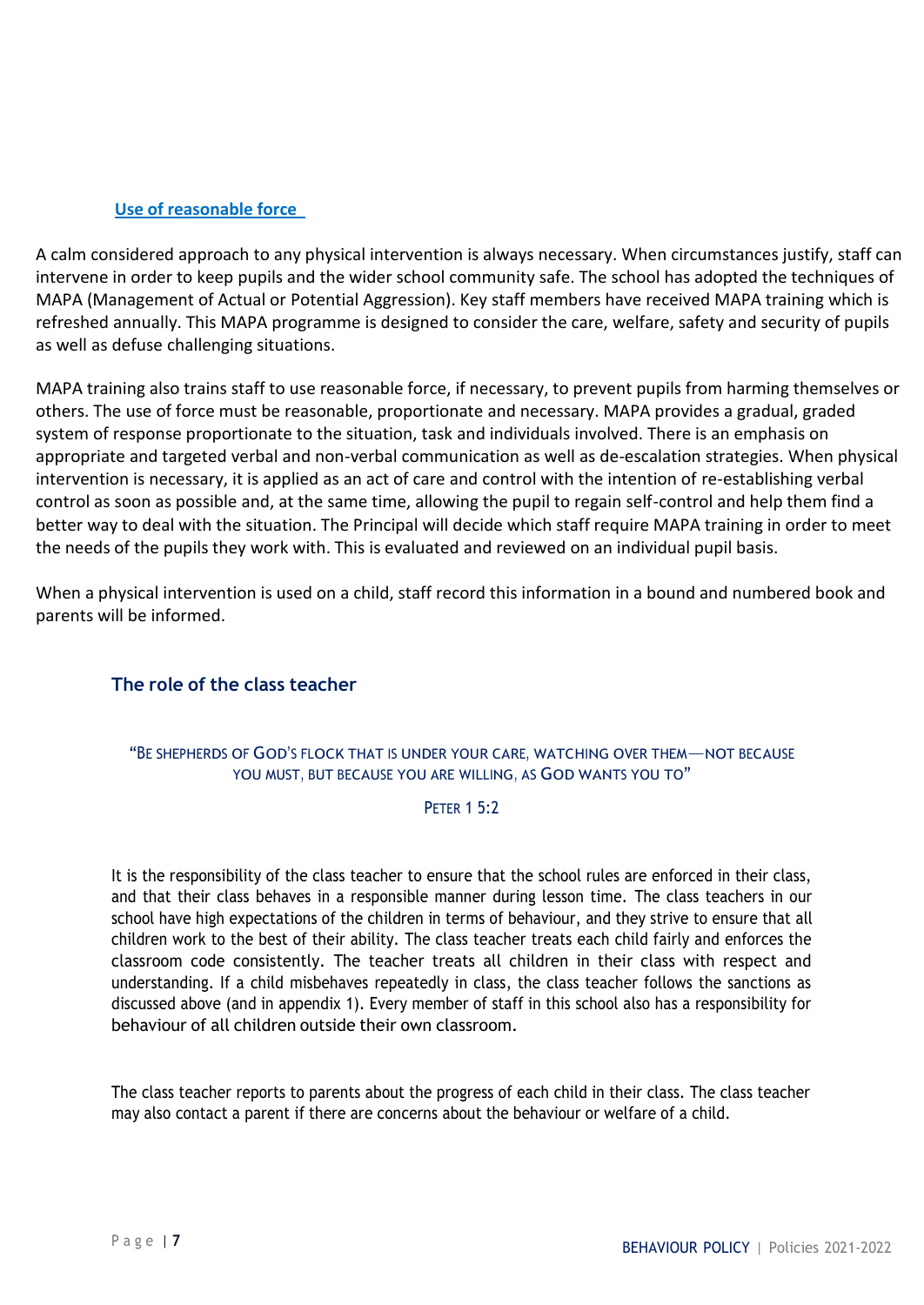### Use of reasonable force

A calm considered approach to any physical intervention is always necessary. When circumstances justify, staff can intervene in order to keep pupils and the wider school community safe. The school has adopted the techniques of MAPA (Management of Actual or Potential Aggression). Key staff members have received MAPA training which is refreshed annually. This MAPA programme is designed to consider the care, welfare, safety and security of pupils as well as defuse challenging situations.

MAPA training also trains staff to use reasonable force, if necessary, to prevent pupils from harming themselves or others. The use of force must be reasonable, proportionate and necessary. MAPA provides a gradual, graded system of response proportionate to the situation, task and individuals involved. There is an emphasis on appropriate and targeted verbal and non-verbal communication as well as de-escalation strategies. When physical intervention is necessary, it is applied as an act of care and control with the intention of re-establishing verbal control as soon as possible and, at the same time, allowing the pupil to regain self-control and help them find a better way to deal with the situation. The Principal will decide which staff require MAPA training in order to meet the needs of the pupils they work with. This is evaluated and reviewed on an individual pupil basis.

When a physical intervention is used on a child, staff record this information in a bound and numbered book and parents will be informed.

## The role of the class teacher

"Be shepherds of God's flock that is under your care, watching over them—not because you must, but because you are willing, as God wants you to"

Peter 1 5:2

It is the responsibility of the class teacher to ensure that the school rules are enforced in their class, and that their class behaves in a responsible manner during lesson time. The class teachers in our school have high expectations of the children in terms of behaviour, and they strive to ensure that all children work to the best of their ability. The class teacher treats each child fairly and enforces the classroom code consistently. The teacher treats all children in their class with respect and understanding. If a child misbehaves repeatedly in class, the class teacher follows the sanctions as discussed above (and in appendix 1). Every member of staff in this school also has a responsibility for behaviour of all children outside their own classroom.

The class teacher reports to parents about the progress of each child in their class. The class teacher may also contact a parent if there are concerns about the behaviour or welfare of a child.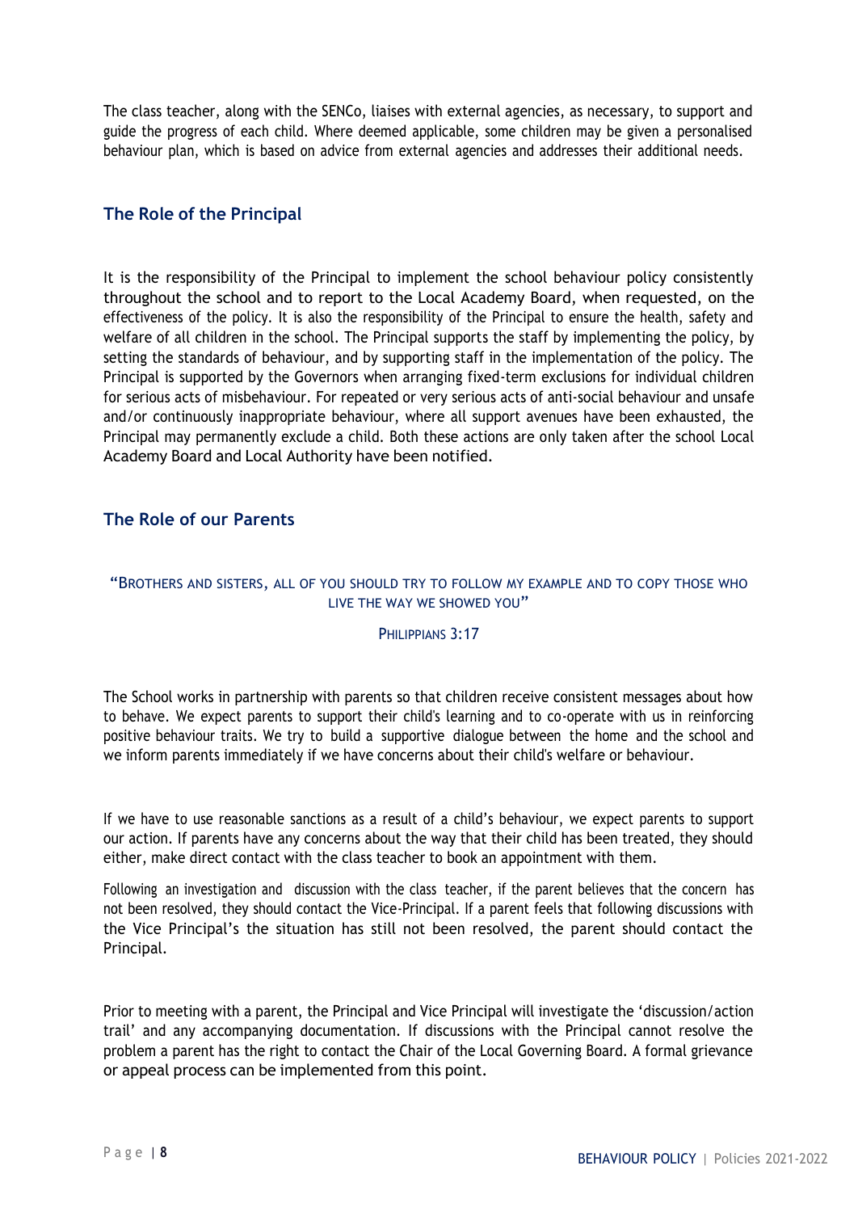The class teacher, along with the SENCo, liaises with external agencies, as necessary, to support and guide the progress of each child. Where deemed applicable, some children may be given a personalised behaviour plan, which is based on advice from external agencies and addresses their additional needs.

## The Role of the Principal

It is the responsibility of the Principal to implement the school behaviour policy consistently throughout the school and to report to the Local Academy Board, when requested, on the effectiveness of the policy. It is also the responsibility of the Principal to ensure the health, safety and welfare of all children in the school. The Principal supports the staff by implementing the policy, by setting the standards of behaviour, and by supporting staff in the implementation of the policy. The Principal is supported by the Governors when arranging fixed-term exclusions for individual children for serious acts of misbehaviour. For repeated or very serious acts of anti-social behaviour and unsafe and/or continuously inappropriate behaviour, where all support avenues have been exhausted, the Principal may permanently exclude a child. Both these actions are only taken after the school Local Academy Board and Local Authority have been notified.

## The Role of our Parents

"BROTHERS AND SISTERS, ALL OF YOU SHOULD TRY TO FOLLOW MY EXAMPLE AND TO COPY THOSE WHO LIVE THE WAY WE SHOWED YOU"

PHILIPPIANS 3:17

The School works in partnership with parents so that children receive consistent messages about how to behave. We expect parents to support their child's learning and to co-operate with us in reinforcing positive behaviour traits. We try to build a supportive dialogue between the home and the school and we inform parents immediately if we have concerns about their child's welfare or behaviour.

If we have to use reasonable sanctions as a result of a child's behaviour, we expect parents to support our action. If parents have any concerns about the way that their child has been treated, they should either, make direct contact with the class teacher to book an appointment with them.

Following an investigation and discussion with the class teacher, if the parent believes that the concern has not been resolved, they should contact the Vice-Principal. If a parent feels that following discussions with the Vice Principal's the situation has still not been resolved, the parent should contact the Principal.

Prior to meeting with a parent, the Principal and Vice Principal will investigate the 'discussion/action trail' and any accompanying documentation. If discussions with the Principal cannot resolve the problem a parent has the right to contact the Chair of the Local Governing Board. A formal grievance or appeal process can be implemented from this point.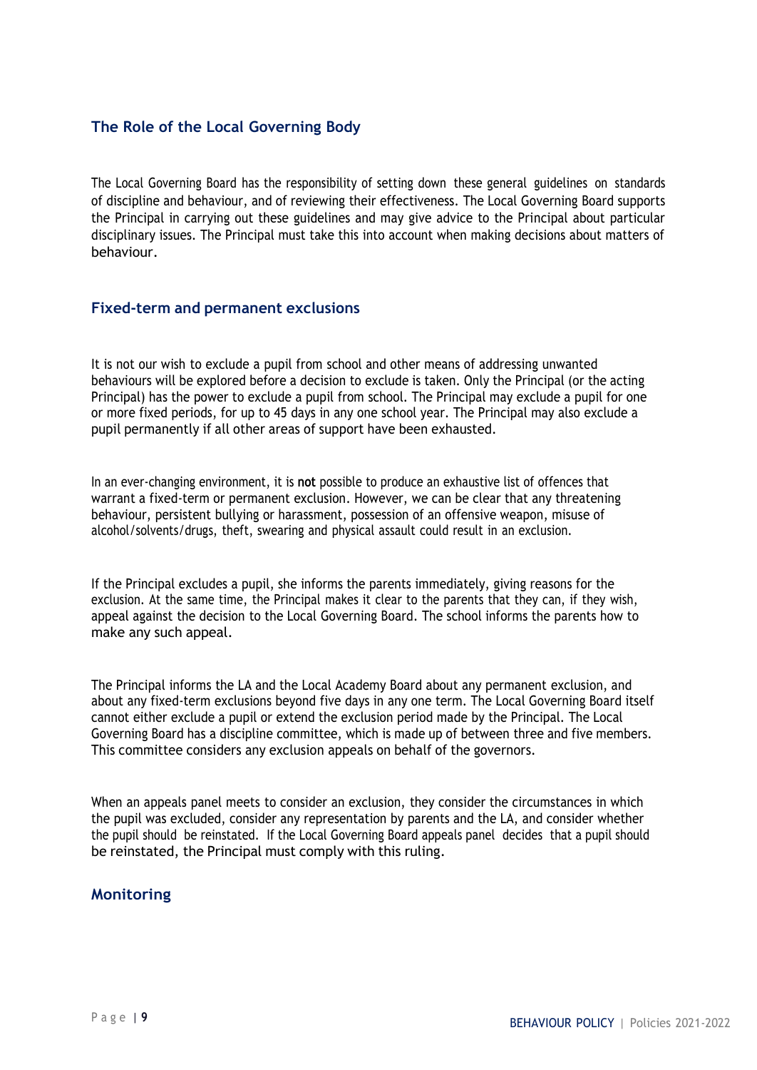## The Role of the Local Governing Body

The Local Governing Board has the responsibility of setting down these general guidelines on standards of discipline and behaviour, and of reviewing their effectiveness. The Local Governing Board supports the Principal in carrying out these guidelines and may give advice to the Principal about particular disciplinary issues. The Principal must take this into account when making decisions about matters of behaviour.

## Fixed-term and permanent exclusions

It is not our wish to exclude a pupil from school and other means of addressing unwanted behaviours will be explored before a decision to exclude is taken. Only the Principal (or the acting Principal) has the power to exclude a pupil from school. The Principal may exclude a pupil for one or more fixed periods, for up to 45 days in any one school year. The Principal may also exclude a pupil permanently if all other areas of support have been exhausted.

In an ever-changing environment, it is **not** possible to produce an exhaustive list of offences that warrant a fixed-term or permanent exclusion. However, we can be clear that any threatening behaviour, persistent bullying or harassment, possession of an offensive weapon, misuse of alcohol/solvents/drugs, theft, swearing and physical assault could result in an exclusion.

If the Principal excludes a pupil, she informs the parents immediately, giving reasons for the exclusion. At the same time, the Principal makes it clear to the parents that they can, if they wish, appeal against the decision to the Local Governing Board. The school informs the parents how to make any such appeal.

The Principal informs the LA and the Local Academy Board about any permanent exclusion, and about any fixed-term exclusions beyond five days in any one term. The Local Governing Board itself cannot either exclude a pupil or extend the exclusion period made by the Principal. The Local Governing Board has a discipline committee, which is made up of between three and five members. This committee considers any exclusion appeals on behalf of the governors.

When an appeals panel meets to consider an exclusion, they consider the circumstances in which the pupil was excluded, consider any representation by parents and the LA, and consider whether the pupil should be reinstated. If the Local Governing Board appeals panel decides that a pupil should be reinstated, the Principal must comply with this ruling.

## Monitoring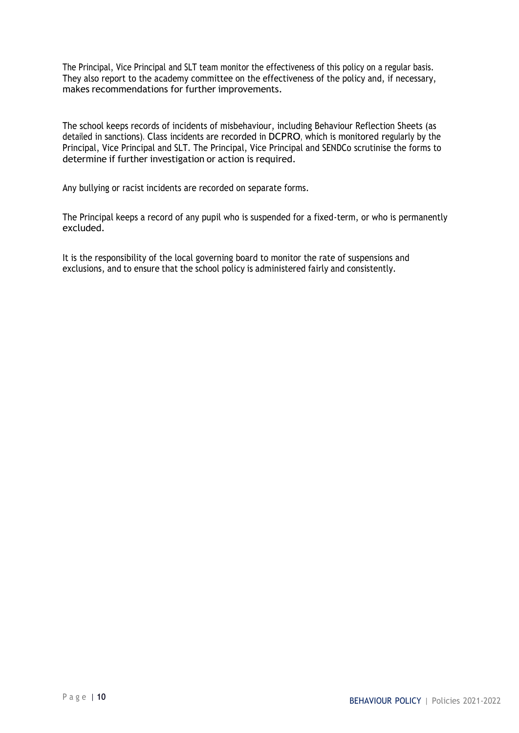The Principal, Vice Principal and SLT team monitor the effectiveness of this policy on a regular basis. They also report to the academy committee on the effectiveness of the policy and, if necessary, makes recommendations for further improvements.

The school keeps records of incidents of misbehaviour, including Behaviour Reflection Sheets (as detailed in sanctions). Class incidents are recorded in DCPRO, which is monitored regularly by the Principal, Vice Principal and SLT. The Principal, Vice Principal and SENDCo scrutinise the forms to determine if further investigation or action is required.

Any bullying or racist incidents are recorded on separate forms.

The Principal keeps a record of any pupil who is suspended for a fixed-term, or who is permanently excluded.

It is the responsibility of the local governing board to monitor the rate of suspensions and exclusions, and to ensure that the school policy is administered fairly and consistently.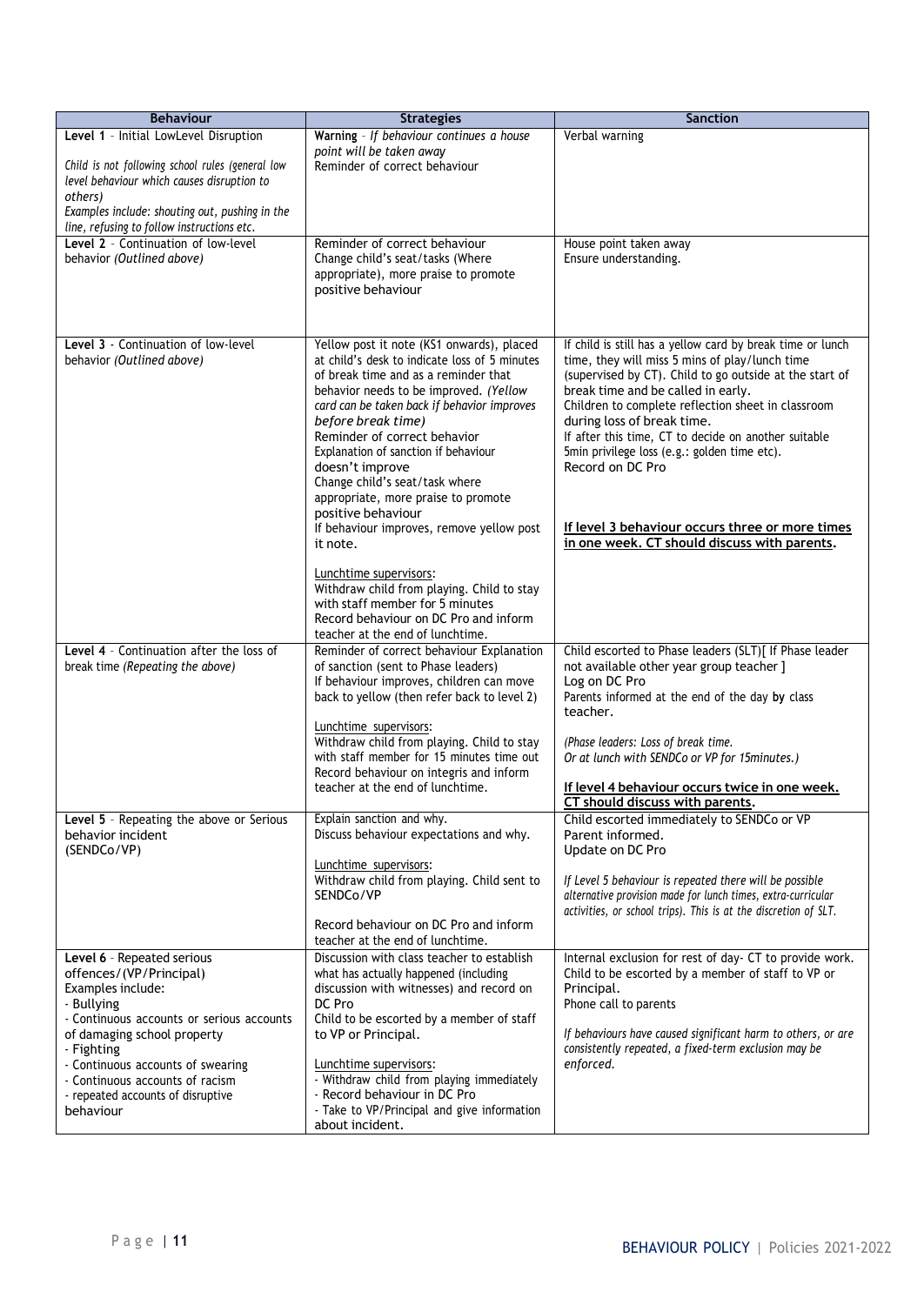| Behaviour | Strategies | Sanction |
| --- | --- | --- |
| **Level 1** - Initial LowLevel Disruption<br><br>*Child is not following school rules (general low level behaviour which causes disruption to others)*<br>*Examples include: shouting out, pushing in the line, refusing to follow instructions etc.* | **Warning** - *If behaviour continues a house point will be taken away*<br>Reminder of correct behaviour | Verbal warning |
| **Level 2** - Continuation of low-level behavior *(Outlined above)* | Reminder of correct behaviour<br>Change child's seat/tasks (Where appropriate), more praise to promote positive behaviour | House point taken away<br>Ensure understanding. |
| **Level 3** - Continuation of low-level behavior *(Outlined above)* | Yellow post it note (KS1 onwards), placed at child's desk to indicate loss of 5 minutes of break time and as a reminder that behavior needs to be improved. *(Yellow card can be taken back if behavior improves before break time)*<br>Reminder of correct behavior<br>Explanation of sanction if behaviour doesn't improve<br>Change child's seat/task where appropriate, more praise to promote positive behaviour<br>If behaviour improves, remove yellow post it note.<br><br>Lunchtime supervisors:<br>Withdraw child from playing. Child to stay with staff member for 5 minutes<br>Record behaviour on DC Pro and inform teacher at the end of lunchtime. | If child is still has a yellow card by break time or lunch time, they will miss 5 mins of play/lunch time (supervised by CT). Child to go outside at the start of break time and be called in early.<br>Children to complete reflection sheet in classroom during loss of break time.<br>If after this time, CT to decide on another suitable 5min privilege loss (e.g.: golden time etc).<br>Record on DC Pro<br><br>**If level 3 behaviour occurs three or more times in one week. CT should discuss with parents.** |
| **Level 4** - Continuation after the loss of break time *(Repeating the above)* | Reminder of correct behaviour Explanation of sanction (sent to Phase leaders)<br>If behaviour improves, children can move back to yellow (then refer back to level 2)<br><br>Lunchtime supervisors:<br>Withdraw child from playing. Child to stay with staff member for 15 minutes time out<br>Record behaviour on integris and inform teacher at the end of lunchtime. | Child escorted to Phase leaders (SLT)[ If Phase leader not available other year group teacher ]<br>Log on DC Pro<br>Parents informed at the end of the day **by** class teacher.<br><br>*(Phase leaders: Loss of break time.*<br>*Or at lunch with SENDCo or VP for 15minutes.)*<br><br>**If level 4 behaviour occurs twice in one week. CT should discuss with parents.** |
| **Level 5** - Repeating the above or Serious behavior incident<br>(SENDCo/VP) | Explain sanction and why.<br>Discuss behaviour expectations and why.<br><br>Lunchtime supervisors:<br>Withdraw child from playing. Child sent to SENDCo/VP<br><br>Record behaviour on DC Pro and inform teacher at the end of lunchtime. | Child escorted immediately to SENDCo or VP<br>Parent informed.<br>Update on DC Pro<br><br>*If Level 5 behaviour is repeated there will be possible alternative provision made for lunch times, extra-curricular activities, or school trips). This is at the discretion of SLT.* |
| **Level 6** - Repeated serious offences/(VP/Principal)<br>Examples include:<br>- Bullying<br>- Continuous accounts or serious accounts of damaging school property<br>- Fighting<br>- Continuous accounts of swearing<br>- Continuous accounts of racism<br>- repeated accounts of disruptive behaviour | Discussion with class teacher to establish what has actually happened (including discussion with witnesses) and record on DC Pro<br>Child to be escorted by a member of staff to VP or Principal.<br><br>Lunchtime supervisors:<br>- Withdraw child from playing immediately<br>- Record behaviour in DC Pro<br>- Take to VP/Principal and give information about incident. | Internal exclusion for rest of day- CT to provide work.<br>Child to be escorted by a member of staff to VP or Principal.<br>Phone call to parents<br><br>*If behaviours have caused significant harm to others, or are consistently repeated, a fixed-term exclusion may be enforced.* |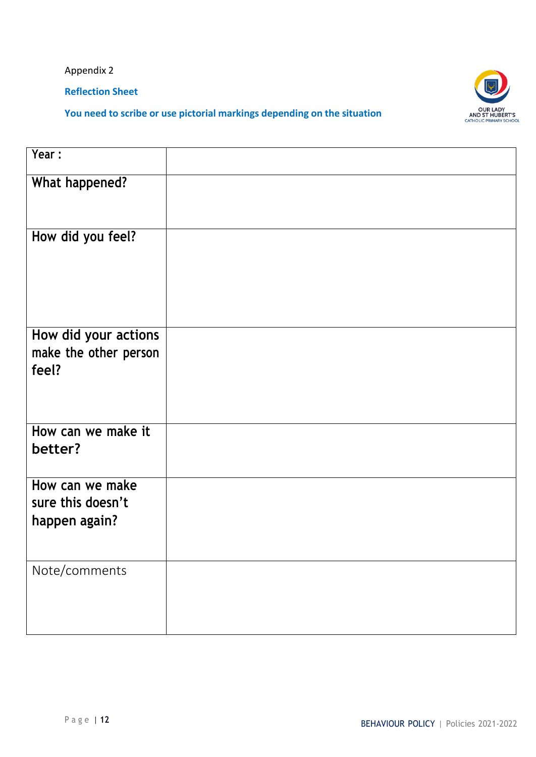Appendix 2

**Reflection Sheet**

**You need to scribe or use pictorial markings depending on the situation**

| | |
|---|---|
| Year : | |
| What happened? | |
| How did you feel? | |
| How did your actions make the other person feel? | |
| How can we make it better? | |
| How can we make sure this doesn't happen again? | |
| Note/comments | |